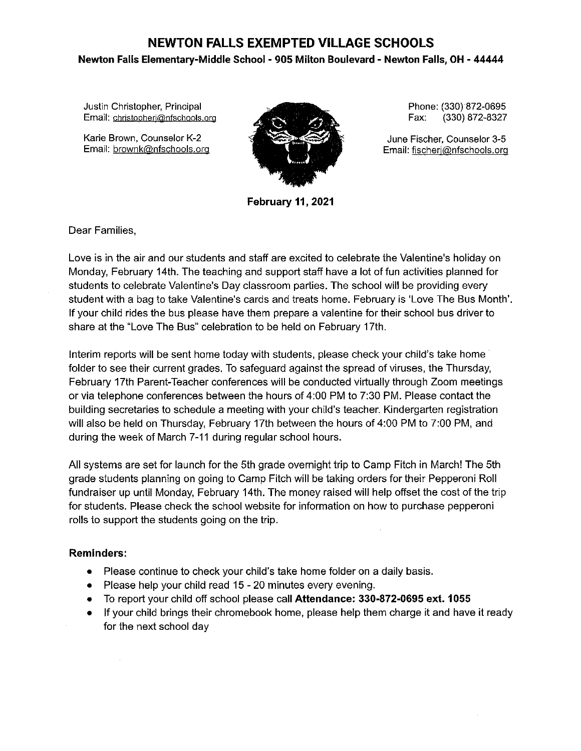# NEWTON FALLS EXEMPTED VILLAGE SCHOOLS

**Newton Falls Elementary-Middle School - 905 Milton Boulevard - Newton Falls, OH - 44444**

Justin Christopher, Principal
Email: christopherj@nfschools.org

Karie Brown, Counselor K-2
Email: brownk@nfschools.org

Phone: (330) 872-0695
Fax: (330) 872-8327

June Fischer, Counselor 3-5
Email: fischerj@nfschools.org

**February 11, 2021**

Dear Families,

Love is in the air and our students and staff are excited to celebrate the Valentine's holiday on Monday, February 14th. The teaching and support staff have a lot of fun activities planned for students to celebrate Valentine's Day classroom parties. The school will be providing every student with a bag to take Valentine's cards and treats home. February is 'Love The Bus Month'. If your child rides the bus please have them prepare a valentine for their school bus driver to share at the "Love The Bus" celebration to be held on February 17th.

Interim reports will be sent home today with students, please check your child's take home folder to see their current grades. To safeguard against the spread of viruses, the Thursday, February 17th Parent-Teacher conferences will be conducted virtually through Zoom meetings or via telephone conferences between the hours of 4:00 PM to 7:30 PM. Please contact the building secretaries to schedule a meeting with your child's teacher. Kindergarten registration will also be held on Thursday, February 17th between the hours of 4:00 PM to 7:00 PM, and during the week of March 7-11 during regular school hours.

All systems are set for launch for the 5th grade overnight trip to Camp Fitch in March! The 5th grade students planning on going to Camp Fitch will be taking orders for their Pepperoni Roll fundraiser up until Monday, February 14th. The money raised will help offset the cost of the trip for students. Please check the school website for information on how to purchase pepperoni rolls to support the students going on the trip.

**Reminders:**

- Please continue to check your child's take home folder on a daily basis.
- Please help your child read 15 - 20 minutes every evening.
- To report your child off school please call **Attendance: 330-872-0695 ext. 1055**
- If your child brings their chromebook home, please help them charge it and have it ready for the next school day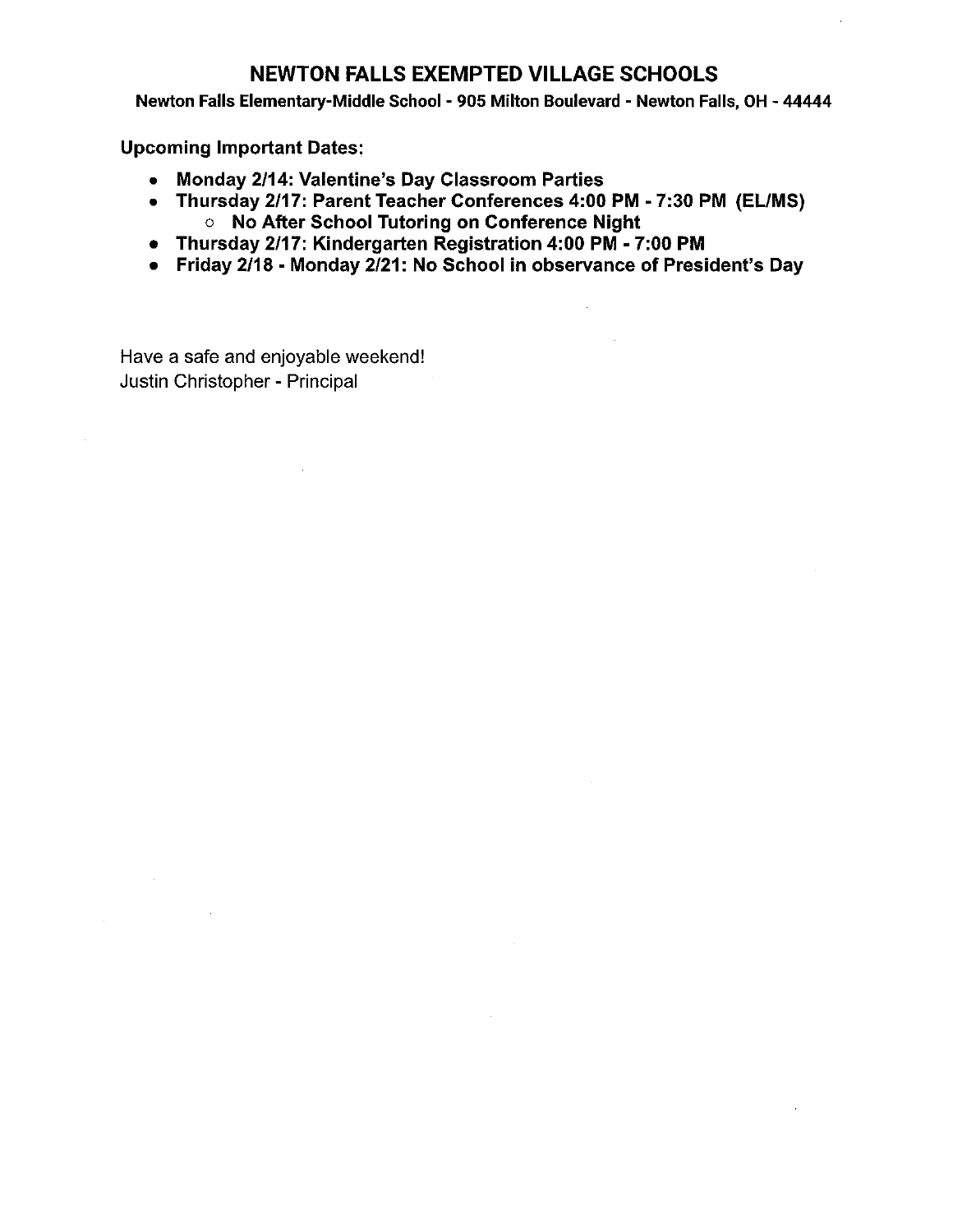# NEWTON FALLS EXEMPTED VILLAGE SCHOOLS

**Newton Falls Elementary-Middle School - 905 Milton Boulevard - Newton Falls, OH - 44444**

**Upcoming Important Dates:**

- **Monday 2/14: Valentine's Day Classroom Parties**
- **Thursday 2/17: Parent Teacher Conferences 4:00 PM - 7:30 PM (EL/MS)**
  - **No After School Tutoring on Conference Night**
- **Thursday 2/17: Kindergarten Registration 4:00 PM - 7:00 PM**
- **Friday 2/18 - Monday 2/21: No School in observance of President's Day**

Have a safe and enjoyable weekend!
Justin Christopher - Principal